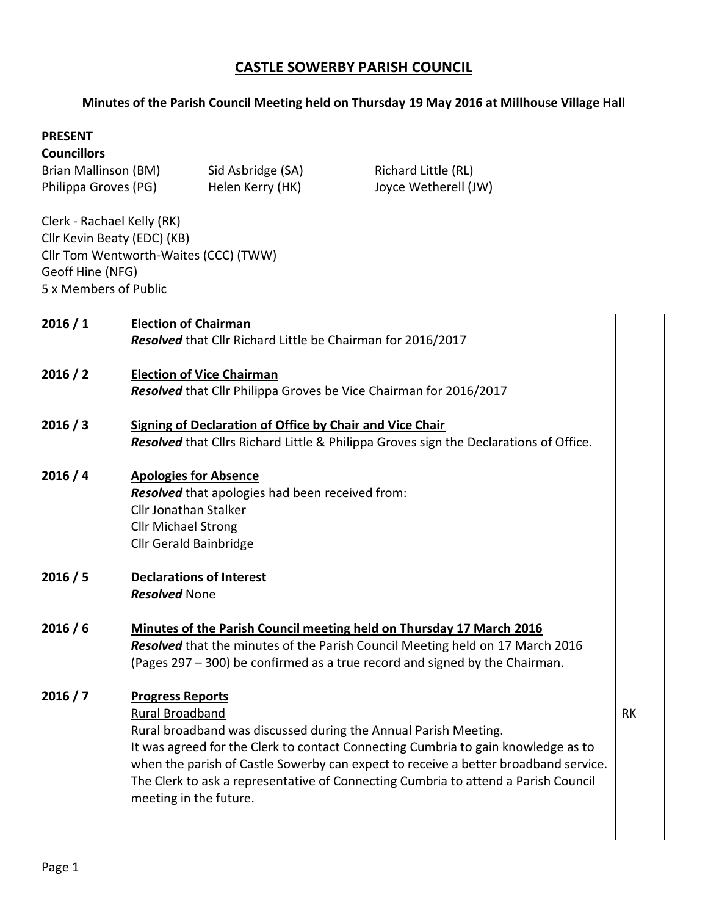# CASTLE SOWERBY PARISH COUNCIL

## Minutes of the Parish Council Meeting held on Thursday 19 May 2016 at Millhouse Village Hall

**PRESENT**

**Councillors**

Brian Mallinson (BM)
Sid Asbridge (SA)
Richard Little (RL)
Philippa Groves (PG)
Helen Kerry (HK)
Joyce Wetherell (JW)

Clerk - Rachael Kelly (RK)
Cllr Kevin Beaty (EDC) (KB)
Cllr Tom Wentworth-Waites (CCC) (TWW)
Geoff Hine (NFG)
5 x Members of Public

| | | |
|---|---|---|
| 2016 / 1 | **Election of Chairman**<br>***Resolved*** that Cllr Richard Little be Chairman for 2016/2017 | |
| 2016 / 2 | **Election of Vice Chairman**<br>***Resolved*** that Cllr Philippa Groves be Vice Chairman for 2016/2017 | |
| 2016 / 3 | **Signing of Declaration of Office by Chair and Vice Chair**<br>***Resolved*** that Cllrs Richard Little & Philippa Groves sign the Declarations of Office. | |
| 2016 / 4 | **Apologies for Absence**<br>***Resolved*** that apologies had been received from:<br>Cllr Jonathan Stalker<br>Cllr Michael Strong<br>Cllr Gerald Bainbridge | |
| 2016 / 5 | **Declarations of Interest**<br>***Resolved*** None | |
| 2016 / 6 | **Minutes of the Parish Council meeting held on Thursday 17 March 2016**<br>***Resolved*** that the minutes of the Parish Council Meeting held on 17 March 2016 (Pages 297 – 300) be confirmed as a true record and signed by the Chairman. | |
| 2016 / 7 | **Progress Reports**<br>Rural Broadband<br>Rural broadband was discussed during the Annual Parish Meeting.<br>It was agreed for the Clerk to contact Connecting Cumbria to gain knowledge as to when the parish of Castle Sowerby can expect to receive a better broadband service. The Clerk to ask a representative of Connecting Cumbria to attend a Parish Council meeting in the future. | RK |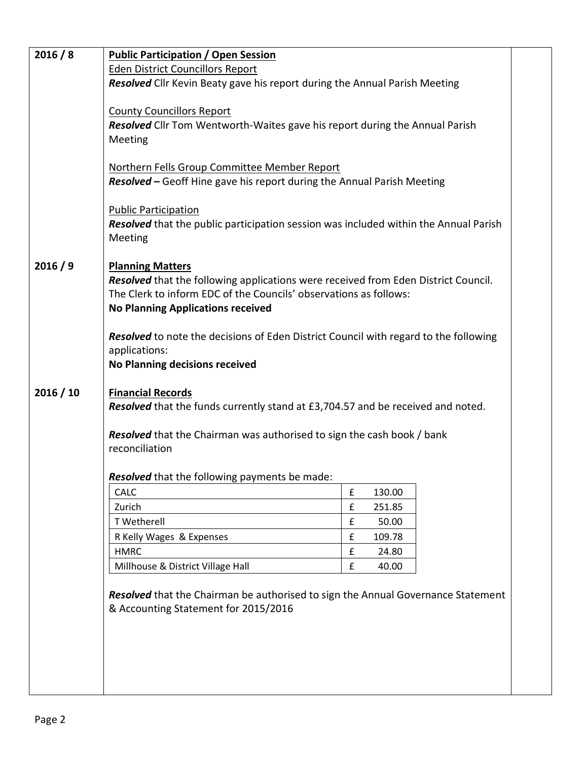**2016 / 8**

**Public Participation / Open Session**

Eden District Councillors Report

***Resolved*** Cllr Kevin Beaty gave his report during the Annual Parish Meeting

County Councillors Report

***Resolved*** Cllr Tom Wentworth-Waites gave his report during the Annual Parish Meeting

Northern Fells Group Committee Member Report

***Resolved* –** Geoff Hine gave his report during the Annual Parish Meeting

Public Participation

***Resolved*** that the public participation session was included within the Annual Parish Meeting

**2016 / 9**

**Planning Matters**

***Resolved*** that the following applications were received from Eden District Council. The Clerk to inform EDC of the Councils' observations as follows:

**No Planning Applications received**

***Resolved*** to note the decisions of Eden District Council with regard to the following applications:

**No Planning decisions received**

**2016 / 10**

**Financial Records**

***Resolved*** that the funds currently stand at £3,704.57 and be received and noted.

***Resolved*** that the Chairman was authorised to sign the cash book / bank reconciliation

***Resolved*** that the following payments be made:

| Payee | £ | Amount |
|---|---|---|
| CALC | £ | 130.00 |
| Zurich | £ | 251.85 |
| T Wetherell | £ | 50.00 |
| R Kelly Wages & Expenses | £ | 109.78 |
| HMRC | £ | 24.80 |
| Millhouse & District Village Hall | £ | 40.00 |

***Resolved*** that the Chairman be authorised to sign the Annual Governance Statement & Accounting Statement for 2015/2016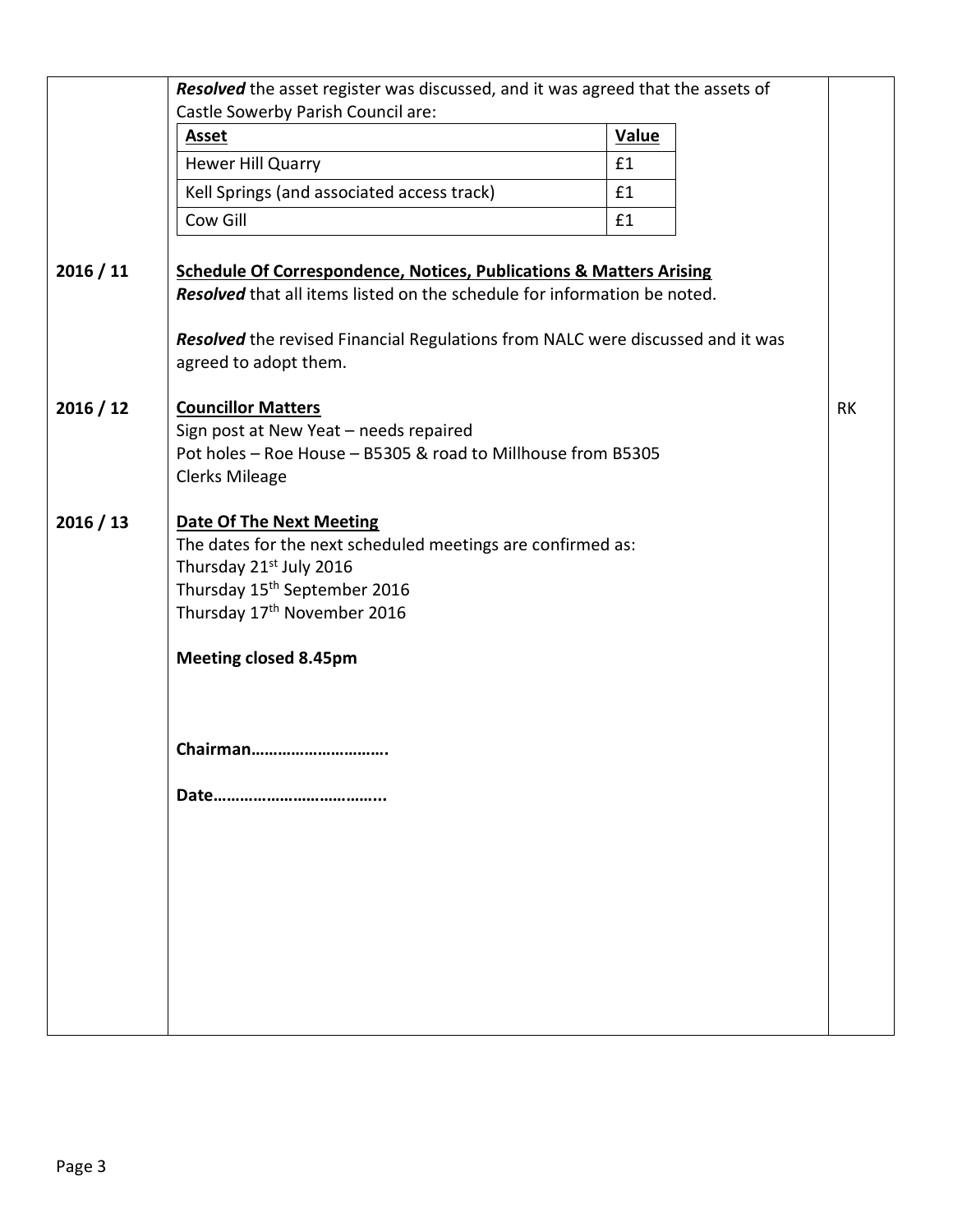***Resolved*** the asset register was discussed, and it was agreed that the assets of Castle Sowerby Parish Council are:

| Asset | Value |
| --- | --- |
| Hewer Hill Quarry | £1 |
| Kell Springs (and associated access track) | £1 |
| Cow Gill | £1 |

**2016 / 11** **Schedule Of Correspondence, Notices, Publications & Matters Arising**

***Resolved*** that all items listed on the schedule for information be noted.

***Resolved*** the revised Financial Regulations from NALC were discussed and it was agreed to adopt them.

**2016 / 12** **Councillor Matters** — RK

Sign post at New Yeat – needs repaired
Pot holes – Roe House – B5305 & road to Millhouse from B5305
Clerks Mileage

**2016 / 13** **Date Of The Next Meeting**

The dates for the next scheduled meetings are confirmed as:
Thursday 21st July 2016
Thursday 15th September 2016
Thursday 17th November 2016

**Meeting closed 8.45pm**

**Chairman………………………….**

**Date………………………………..**